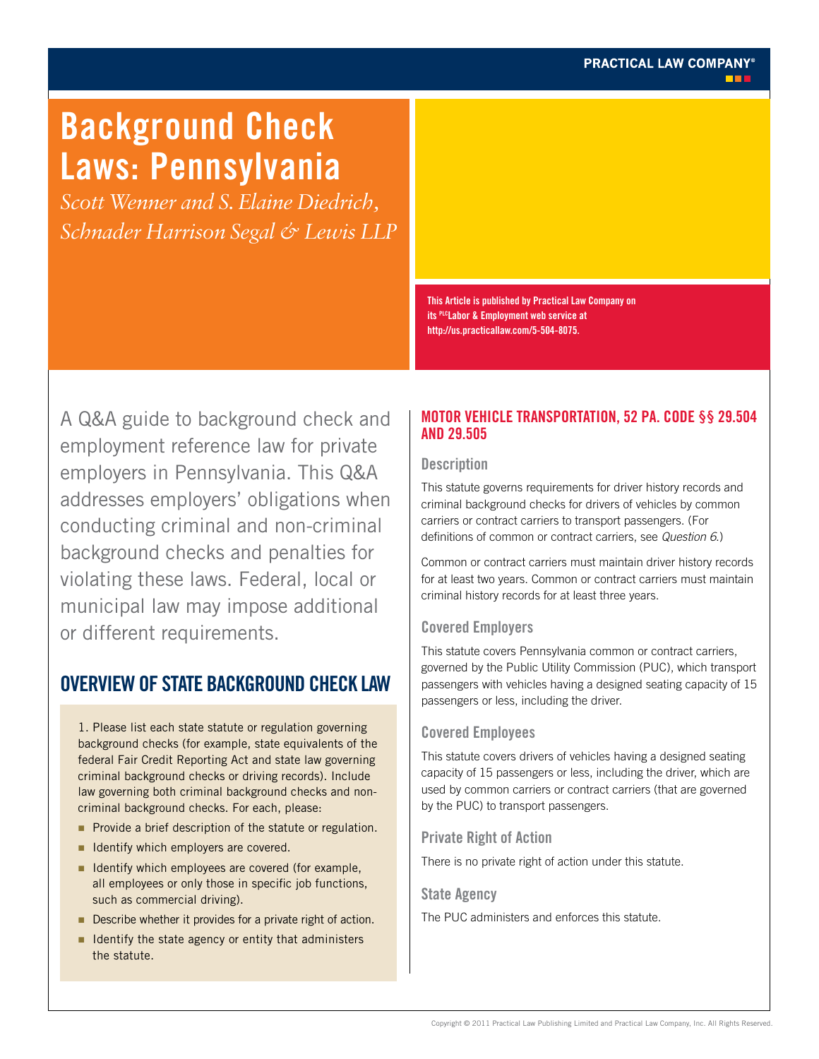PRACTICAL LAW COMPANY®

# Background Check Laws: Pennsylvania

*Scott Wenner and S. Elaine Diedrich, Schnader Harrison Segal & Lewis LLP*

This Article is published by Practical Law Company on its PLCLabor & Employment web service at http://us.practicallaw.com/5-504-8075.

A Q&A guide to background check and employment reference law for private employers in Pennsylvania. This Q&A addresses employers' obligations when conducting criminal and non-criminal background checks and penalties for violating these laws. Federal, local or municipal law may impose additional or different requirements.

## OVERVIEW OF STATE BACKGROUND CHECK LAW

1. Please list each state statute or regulation governing background checks (for example, state equivalents of the federal Fair Credit Reporting Act and state law governing criminal background checks or driving records). Include law governing both criminal background checks and non-criminal background checks. For each, please:

- Provide a brief description of the statute or regulation.
- Identify which employers are covered.
- Identify which employees are covered (for example, all employees or only those in specific job functions, such as commercial driving).
- Describe whether it provides for a private right of action.
- Identify the state agency or entity that administers the statute.

### MOTOR VEHICLE TRANSPORTATION, 52 PA. CODE §§ 29.504 AND 29.505

#### Description

This statute governs requirements for driver history records and criminal background checks for drivers of vehicles by common carriers or contract carriers to transport passengers. (For definitions of common or contract carriers, see *Question 6*.)

Common or contract carriers must maintain driver history records for at least two years. Common or contract carriers must maintain criminal history records for at least three years.

#### Covered Employers

This statute covers Pennsylvania common or contract carriers, governed by the Public Utility Commission (PUC), which transport passengers with vehicles having a designed seating capacity of 15 passengers or less, including the driver.

#### Covered Employees

This statute covers drivers of vehicles having a designed seating capacity of 15 passengers or less, including the driver, which are used by common carriers or contract carriers (that are governed by the PUC) to transport passengers.

#### Private Right of Action

There is no private right of action under this statute.

#### State Agency

The PUC administers and enforces this statute.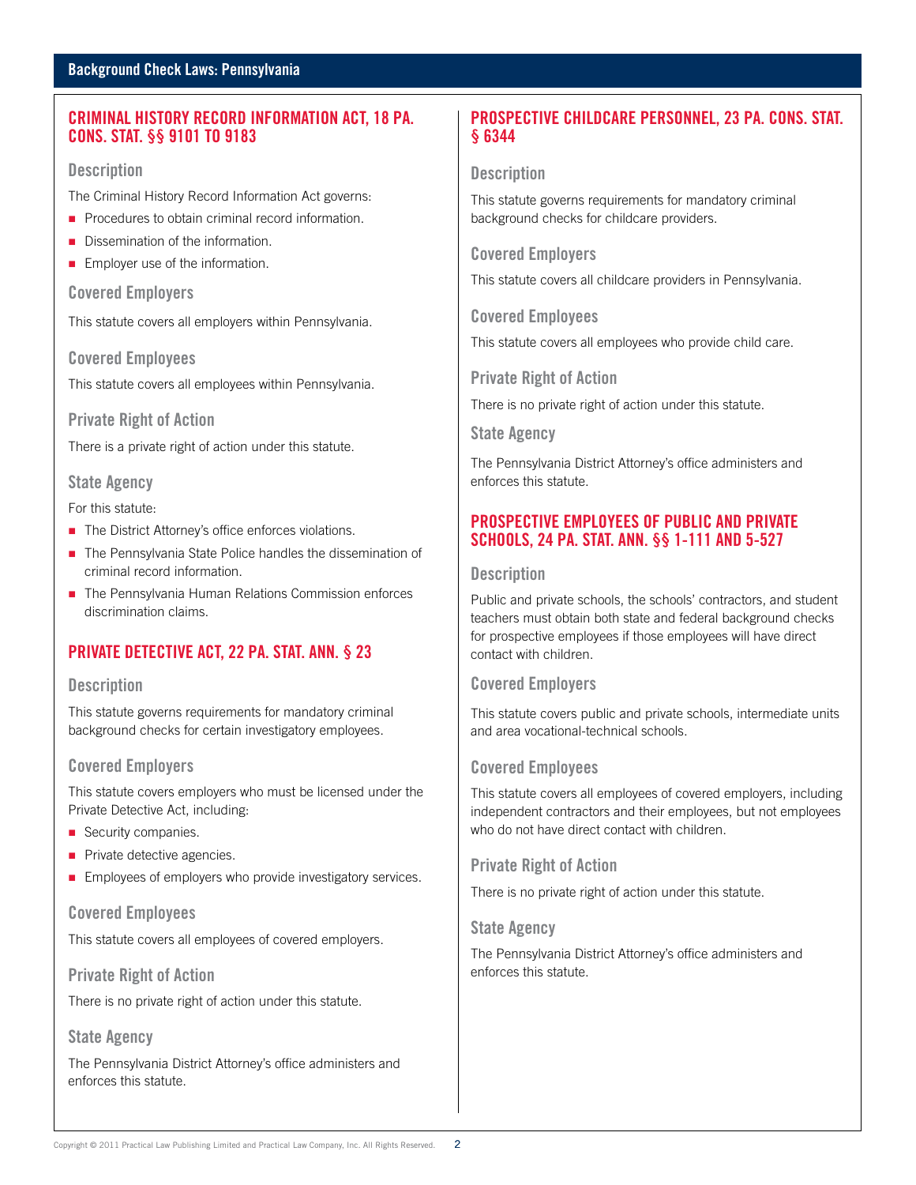## CRIMINAL HISTORY RECORD INFORMATION ACT, 18 PA. CONS. STAT. §§ 9101 TO 9183

### Description

The Criminal History Record Information Act governs:

- Procedures to obtain criminal record information.
- Dissemination of the information.
- Employer use of the information.

### Covered Employers

This statute covers all employers within Pennsylvania.

### Covered Employees

This statute covers all employees within Pennsylvania.

### Private Right of Action

There is a private right of action under this statute.

### State Agency

For this statute:

- The District Attorney's office enforces violations.
- The Pennsylvania State Police handles the dissemination of criminal record information.
- The Pennsylvania Human Relations Commission enforces discrimination claims.

## PRIVATE DETECTIVE ACT, 22 PA. STAT. ANN. § 23

### Description

This statute governs requirements for mandatory criminal background checks for certain investigatory employees.

### Covered Employers

This statute covers employers who must be licensed under the Private Detective Act, including:

- Security companies.
- Private detective agencies.
- Employees of employers who provide investigatory services.

### Covered Employees

This statute covers all employees of covered employers.

### Private Right of Action

There is no private right of action under this statute.

### State Agency

The Pennsylvania District Attorney's office administers and enforces this statute.

## PROSPECTIVE CHILDCARE PERSONNEL, 23 PA. CONS. STAT. § 6344

### Description

This statute governs requirements for mandatory criminal background checks for childcare providers.

### Covered Employers

This statute covers all childcare providers in Pennsylvania.

### Covered Employees

This statute covers all employees who provide child care.

### Private Right of Action

There is no private right of action under this statute.

### State Agency

The Pennsylvania District Attorney's office administers and enforces this statute.

## PROSPECTIVE EMPLOYEES OF PUBLIC AND PRIVATE SCHOOLS, 24 PA. STAT. ANN. §§ 1-111 AND 5-527

### Description

Public and private schools, the schools' contractors, and student teachers must obtain both state and federal background checks for prospective employees if those employees will have direct contact with children.

### Covered Employers

This statute covers public and private schools, intermediate units and area vocational-technical schools.

### Covered Employees

This statute covers all employees of covered employers, including independent contractors and their employees, but not employees who do not have direct contact with children.

### Private Right of Action

There is no private right of action under this statute.

### State Agency

The Pennsylvania District Attorney's office administers and enforces this statute.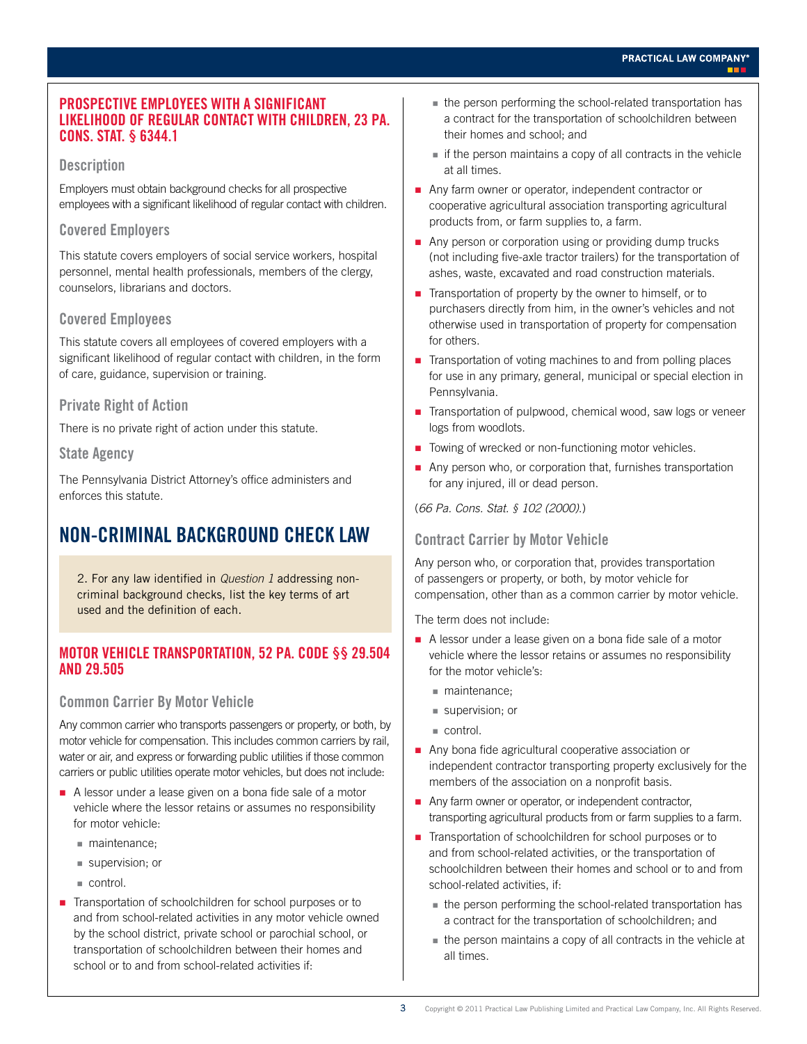### PROSPECTIVE EMPLOYEES WITH A SIGNIFICANT LIKELIHOOD OF REGULAR CONTACT WITH CHILDREN, 23 PA. CONS. STAT. § 6344.1

#### Description

Employers must obtain background checks for all prospective employees with a significant likelihood of regular contact with children.

#### Covered Employers

This statute covers employers of social service workers, hospital personnel, mental health professionals, members of the clergy, counselors, librarians and doctors.

#### Covered Employees

This statute covers all employees of covered employers with a significant likelihood of regular contact with children, in the form of care, guidance, supervision or training.

#### Private Right of Action

There is no private right of action under this statute.

#### State Agency

The Pennsylvania District Attorney's office administers and enforces this statute.

## NON-CRIMINAL BACKGROUND CHECK LAW

2. For any law identified in *Question 1* addressing non-criminal background checks, list the key terms of art used and the definition of each.

### MOTOR VEHICLE TRANSPORTATION, 52 PA. CODE §§ 29.504 AND 29.505

#### Common Carrier By Motor Vehicle

Any common carrier who transports passengers or property, or both, by motor vehicle for compensation. This includes common carriers by rail, water or air, and express or forwarding public utilities if those common carriers or public utilities operate motor vehicles, but does not include:

- A lessor under a lease given on a bona fide sale of a motor vehicle where the lessor retains or assumes no responsibility for motor vehicle:
  - maintenance;
  - supervision; or
  - control.
- Transportation of schoolchildren for school purposes or to and from school-related activities in any motor vehicle owned by the school district, private school or parochial school, or transportation of schoolchildren between their homes and school or to and from school-related activities if:
  - the person performing the school-related transportation has a contract for the transportation of schoolchildren between their homes and school; and
  - if the person maintains a copy of all contracts in the vehicle at all times.
- Any farm owner or operator, independent contractor or cooperative agricultural association transporting agricultural products from, or farm supplies to, a farm.
- Any person or corporation using or providing dump trucks (not including five-axle tractor trailers) for the transportation of ashes, waste, excavated and road construction materials.
- Transportation of property by the owner to himself, or to purchasers directly from him, in the owner's vehicles and not otherwise used in transportation of property for compensation for others.
- Transportation of voting machines to and from polling places for use in any primary, general, municipal or special election in Pennsylvania.
- Transportation of pulpwood, chemical wood, saw logs or veneer logs from woodlots.
- Towing of wrecked or non-functioning motor vehicles.
- Any person who, or corporation that, furnishes transportation for any injured, ill or dead person.

(*66 Pa. Cons. Stat. § 102 (2000).*)

#### Contract Carrier by Motor Vehicle

Any person who, or corporation that, provides transportation of passengers or property, or both, by motor vehicle for compensation, other than as a common carrier by motor vehicle.

The term does not include:

- A lessor under a lease given on a bona fide sale of a motor vehicle where the lessor retains or assumes no responsibility for the motor vehicle's:
  - maintenance;
  - supervision; or
  - control.
- Any bona fide agricultural cooperative association or independent contractor transporting property exclusively for the members of the association on a nonprofit basis.
- Any farm owner or operator, or independent contractor, transporting agricultural products from or farm supplies to a farm.
- Transportation of schoolchildren for school purposes or to and from school-related activities, or the transportation of schoolchildren between their homes and school or to and from school-related activities, if:
  - the person performing the school-related transportation has a contract for the transportation of schoolchildren; and
  - the person maintains a copy of all contracts in the vehicle at all times.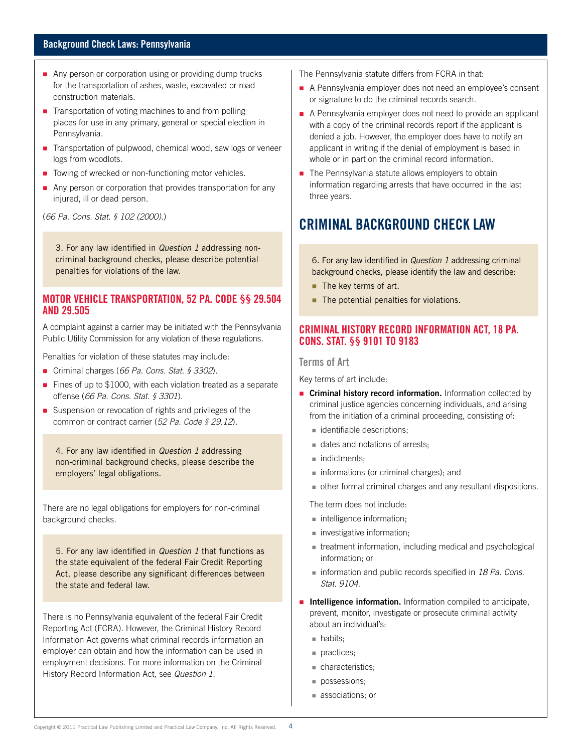- Any person or corporation using or providing dump trucks for the transportation of ashes, waste, excavated or road construction materials.
- Transportation of voting machines to and from polling places for use in any primary, general or special election in Pennsylvania.
- Transportation of pulpwood, chemical wood, saw logs or veneer logs from woodlots.
- Towing of wrecked or non-functioning motor vehicles.
- Any person or corporation that provides transportation for any injured, ill or dead person.

(*66 Pa. Cons. Stat. § 102 (2000).*)

> 3. For any law identified in *Question 1* addressing non-criminal background checks, please describe potential penalties for violations of the law.

## MOTOR VEHICLE TRANSPORTATION, 52 PA. CODE §§ 29.504 AND 29.505

A complaint against a carrier may be initiated with the Pennsylvania Public Utility Commission for any violation of these regulations.

Penalties for violation of these statutes may include:

- Criminal charges (*66 Pa. Cons. Stat. § 3302*).
- Fines of up to $1000, with each violation treated as a separate offense (*66 Pa. Cons. Stat. § 3301*).
- Suspension or revocation of rights and privileges of the common or contract carrier (*52 Pa. Code § 29.12*).

> 4. For any law identified in *Question 1* addressing non-criminal background checks, please describe the employers' legal obligations.

There are no legal obligations for employers for non-criminal background checks.

> 5. For any law identified in *Question 1* that functions as the state equivalent of the federal Fair Credit Reporting Act, please describe any significant differences between the state and federal law.

There is no Pennsylvania equivalent of the federal Fair Credit Reporting Act (FCRA). However, the Criminal History Record Information Act governs what criminal records information an employer can obtain and how the information can be used in employment decisions. For more information on the Criminal History Record Information Act, see *Question 1*.

The Pennsylvania statute differs from FCRA in that:

- A Pennsylvania employer does not need an employee's consent or signature to do the criminal records search.
- A Pennsylvania employer does not need to provide an applicant with a copy of the criminal records report if the applicant is denied a job. However, the employer does have to notify an applicant in writing if the denial of employment is based in whole or in part on the criminal record information.
- The Pennsylvania statute allows employers to obtain information regarding arrests that have occurred in the last three years.

# CRIMINAL BACKGROUND CHECK LAW

> 6. For any law identified in *Question 1* addressing criminal background checks, please identify the law and describe:
> - The key terms of art.
> - The potential penalties for violations.

## CRIMINAL HISTORY RECORD INFORMATION ACT, 18 PA. CONS. STAT. §§ 9101 TO 9183

### Terms of Art

Key terms of art include:

- **Criminal history record information.** Information collected by criminal justice agencies concerning individuals, and arising from the initiation of a criminal proceeding, consisting of:
  - identifiable descriptions;
  - dates and notations of arrests;
  - indictments;
  - informations (or criminal charges); and
  - other formal criminal charges and any resultant dispositions.

  The term does not include:
  - intelligence information;
  - investigative information;
  - treatment information, including medical and psychological information; or
  - information and public records specified in *18 Pa. Cons. Stat. 9104*.
- **Intelligence information.** Information compiled to anticipate, prevent, monitor, investigate or prosecute criminal activity about an individual's:
  - habits;
  - practices;
  - characteristics;
  - possessions;
  - associations; or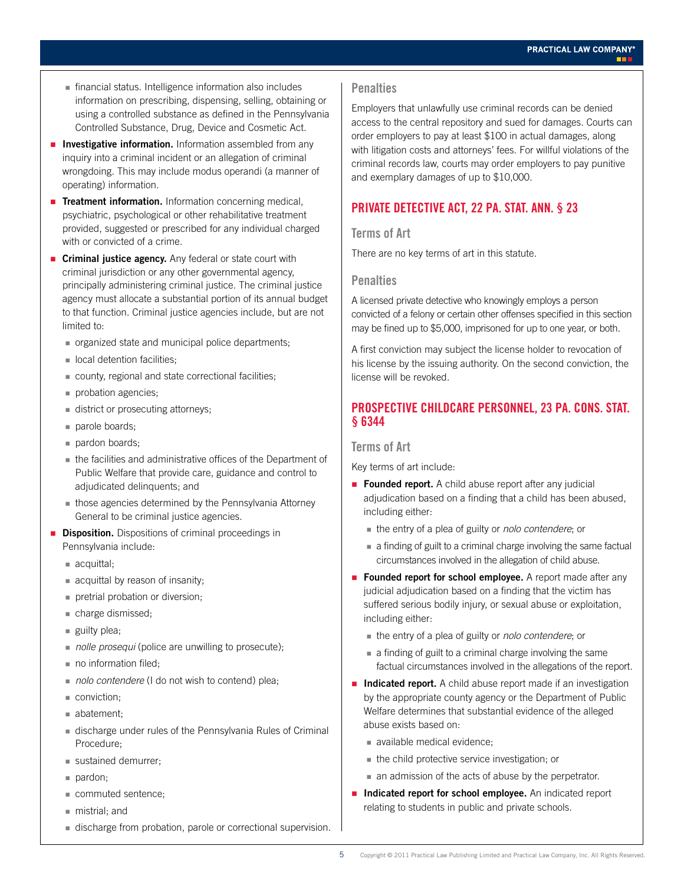- financial status. Intelligence information also includes information on prescribing, dispensing, selling, obtaining or using a controlled substance as defined in the Pennsylvania Controlled Substance, Drug, Device and Cosmetic Act.

- **Investigative information.** Information assembled from any inquiry into a criminal incident or an allegation of criminal wrongdoing. This may include modus operandi (a manner of operating) information.
- **Treatment information.** Information concerning medical, psychiatric, psychological or other rehabilitative treatment provided, suggested or prescribed for any individual charged with or convicted of a crime.
- **Criminal justice agency.** Any federal or state court with criminal jurisdiction or any other governmental agency, principally administering criminal justice. The criminal justice agency must allocate a substantial portion of its annual budget to that function. Criminal justice agencies include, but are not limited to:
  - organized state and municipal police departments;
  - local detention facilities;
  - county, regional and state correctional facilities;
  - probation agencies;
  - district or prosecuting attorneys;
  - parole boards;
  - pardon boards;
  - the facilities and administrative offices of the Department of Public Welfare that provide care, guidance and control to adjudicated delinquents; and
  - those agencies determined by the Pennsylvania Attorney General to be criminal justice agencies.
- **Disposition.** Dispositions of criminal proceedings in Pennsylvania include:
  - acquittal;
  - acquittal by reason of insanity;
  - pretrial probation or diversion;
  - charge dismissed;
  - guilty plea;
  - *nolle prosequi* (police are unwilling to prosecute);
  - no information filed;
  - *nolo contendere* (I do not wish to contend) plea;
  - conviction;
  - abatement;
  - discharge under rules of the Pennsylvania Rules of Criminal Procedure;
  - sustained demurrer;
  - pardon;
  - commuted sentence;
  - mistrial; and
  - discharge from probation, parole or correctional supervision.

### Penalties

Employers that unlawfully use criminal records can be denied access to the central repository and sued for damages. Courts can order employers to pay at least $100 in actual damages, along with litigation costs and attorneys' fees. For willful violations of the criminal records law, courts may order employers to pay punitive and exemplary damages of up to $10,000.

## PRIVATE DETECTIVE ACT, 22 PA. STAT. ANN. § 23

### Terms of Art

There are no key terms of art in this statute.

### Penalties

A licensed private detective who knowingly employs a person convicted of a felony or certain other offenses specified in this section may be fined up to $5,000, imprisoned for up to one year, or both.

A first conviction may subject the license holder to revocation of his license by the issuing authority. On the second conviction, the license will be revoked.

## PROSPECTIVE CHILDCARE PERSONNEL, 23 PA. CONS. STAT. § 6344

### Terms of Art

Key terms of art include:

- **Founded report.** A child abuse report after any judicial adjudication based on a finding that a child has been abused, including either:
  - the entry of a plea of guilty or *nolo contendere*; or
  - a finding of guilt to a criminal charge involving the same factual circumstances involved in the allegation of child abuse.
- **Founded report for school employee.** A report made after any judicial adjudication based on a finding that the victim has suffered serious bodily injury, or sexual abuse or exploitation, including either:
  - the entry of a plea of guilty or *nolo contendere*; or
  - a finding of guilt to a criminal charge involving the same factual circumstances involved in the allegations of the report.
- **Indicated report.** A child abuse report made if an investigation by the appropriate county agency or the Department of Public Welfare determines that substantial evidence of the alleged abuse exists based on:
  - available medical evidence;
  - the child protective service investigation; or
  - an admission of the acts of abuse by the perpetrator.
- **Indicated report for school employee.** An indicated report relating to students in public and private schools.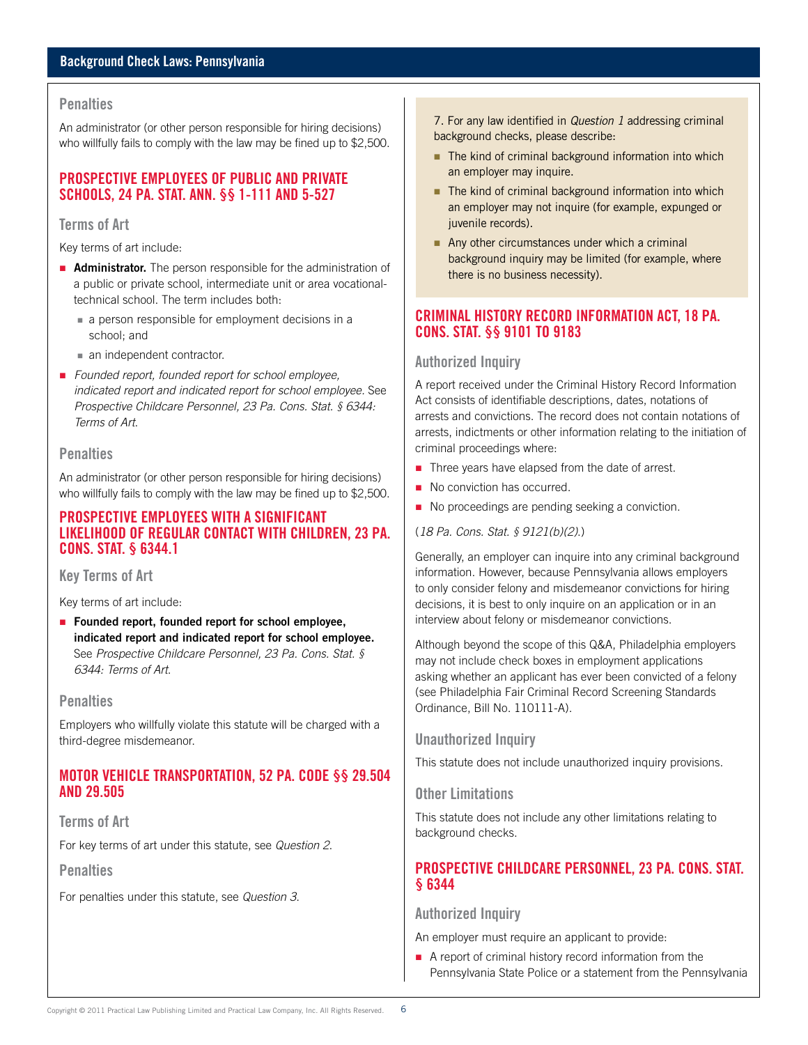### Penalties

An administrator (or other person responsible for hiring decisions) who willfully fails to comply with the law may be fined up to $2,500.

## PROSPECTIVE EMPLOYEES OF PUBLIC AND PRIVATE SCHOOLS, 24 PA. STAT. ANN. §§ 1-111 AND 5-527

### Terms of Art

Key terms of art include:

- **Administrator.** The person responsible for the administration of a public or private school, intermediate unit or area vocational-technical school. The term includes both:
  - a person responsible for employment decisions in a school; and
  - an independent contractor.
- *Founded report, founded report for school employee, indicated report and indicated report for school employee.* See *Prospective Childcare Personnel, 23 Pa. Cons. Stat. § 6344: Terms of Art.*

### Penalties

An administrator (or other person responsible for hiring decisions) who willfully fails to comply with the law may be fined up to $2,500.

## PROSPECTIVE EMPLOYEES WITH A SIGNIFICANT LIKELIHOOD OF REGULAR CONTACT WITH CHILDREN, 23 PA. CONS. STAT. § 6344.1

### Key Terms of Art

Key terms of art include:

- **Founded report, founded report for school employee, indicated report and indicated report for school employee.** See *Prospective Childcare Personnel, 23 Pa. Cons. Stat. § 6344: Terms of Art.*

### Penalties

Employers who willfully violate this statute will be charged with a third-degree misdemeanor.

## MOTOR VEHICLE TRANSPORTATION, 52 PA. CODE §§ 29.504 AND 29.505

### Terms of Art

For key terms of art under this statute, see *Question 2*.

### Penalties

For penalties under this statute, see *Question 3*.

7. For any law identified in *Question 1* addressing criminal background checks, please describe:

- The kind of criminal background information into which an employer may inquire.
- The kind of criminal background information into which an employer may not inquire (for example, expunged or juvenile records).
- Any other circumstances under which a criminal background inquiry may be limited (for example, where there is no business necessity).

## CRIMINAL HISTORY RECORD INFORMATION ACT, 18 PA. CONS. STAT. §§ 9101 TO 9183

### Authorized Inquiry

A report received under the Criminal History Record Information Act consists of identifiable descriptions, dates, notations of arrests and convictions. The record does not contain notations of arrests, indictments or other information relating to the initiation of criminal proceedings where:

- Three years have elapsed from the date of arrest.
- No conviction has occurred.
- No proceedings are pending seeking a conviction.

(*18 Pa. Cons. Stat. § 9121(b)(2).*)

Generally, an employer can inquire into any criminal background information. However, because Pennsylvania allows employers to only consider felony and misdemeanor convictions for hiring decisions, it is best to only inquire on an application or in an interview about felony or misdemeanor convictions.

Although beyond the scope of this Q&A, Philadelphia employers may not include check boxes in employment applications asking whether an applicant has ever been convicted of a felony (see Philadelphia Fair Criminal Record Screening Standards Ordinance, Bill No. 110111-A).

### Unauthorized Inquiry

This statute does not include unauthorized inquiry provisions.

### Other Limitations

This statute does not include any other limitations relating to background checks.

## PROSPECTIVE CHILDCARE PERSONNEL, 23 PA. CONS. STAT. § 6344

### Authorized Inquiry

An employer must require an applicant to provide:

- A report of criminal history record information from the Pennsylvania State Police or a statement from the Pennsylvania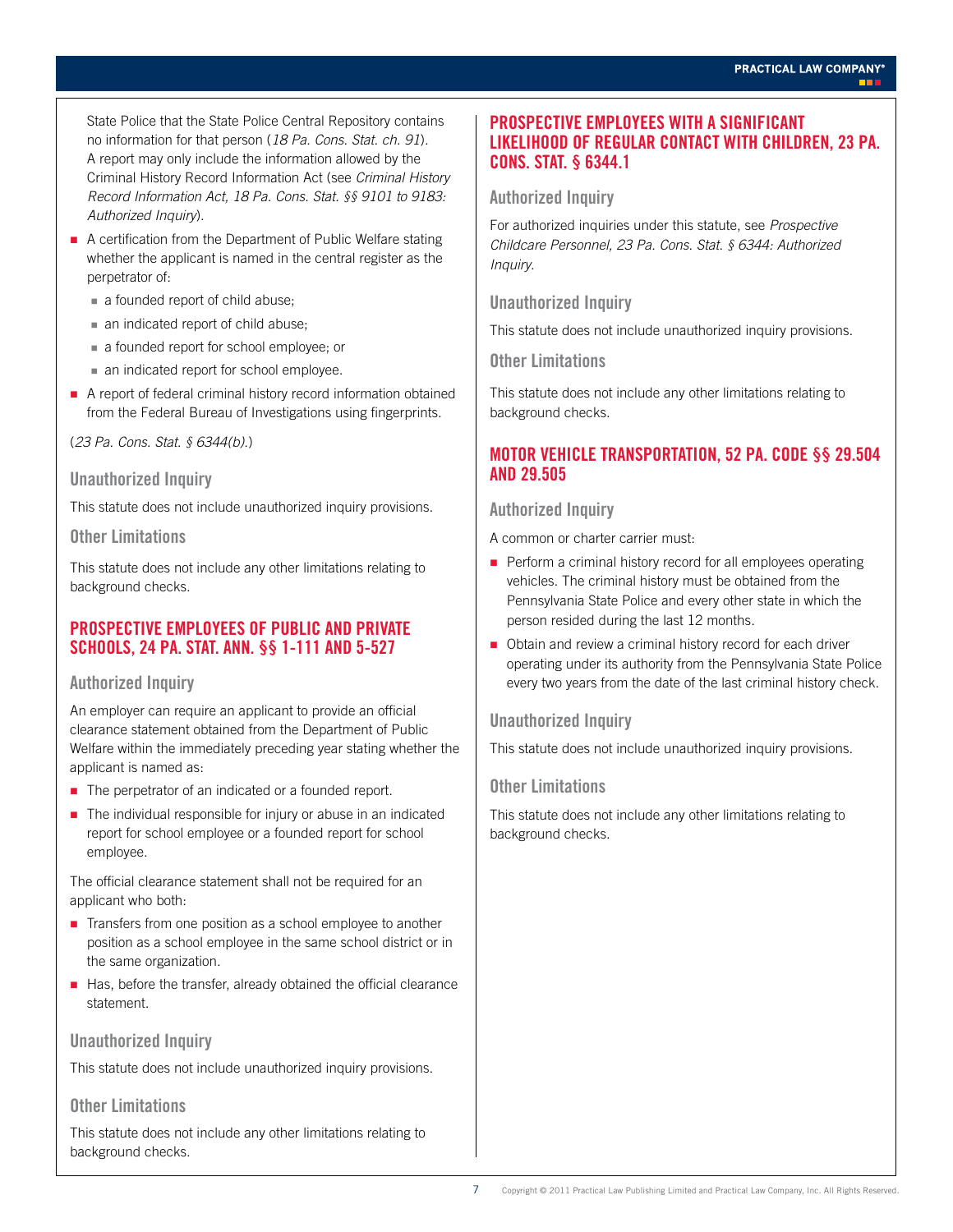State Police that the State Police Central Repository contains no information for that person (*18 Pa. Cons. Stat. ch. 91*). A report may only include the information allowed by the Criminal History Record Information Act (see *Criminal History Record Information Act, 18 Pa. Cons. Stat. §§ 9101 to 9183: Authorized Inquiry*).

- A certification from the Department of Public Welfare stating whether the applicant is named in the central register as the perpetrator of:
  - a founded report of child abuse;
  - an indicated report of child abuse;
  - a founded report for school employee; or
  - an indicated report for school employee.
- A report of federal criminal history record information obtained from the Federal Bureau of Investigations using fingerprints.

(*23 Pa. Cons. Stat. § 6344(b).*)

### Unauthorized Inquiry

This statute does not include unauthorized inquiry provisions.

### Other Limitations

This statute does not include any other limitations relating to background checks.

## PROSPECTIVE EMPLOYEES OF PUBLIC AND PRIVATE SCHOOLS, 24 PA. STAT. ANN. §§ 1-111 AND 5-527

### Authorized Inquiry

An employer can require an applicant to provide an official clearance statement obtained from the Department of Public Welfare within the immediately preceding year stating whether the applicant is named as:

- The perpetrator of an indicated or a founded report.
- The individual responsible for injury or abuse in an indicated report for school employee or a founded report for school employee.

The official clearance statement shall not be required for an applicant who both:

- Transfers from one position as a school employee to another position as a school employee in the same school district or in the same organization.
- Has, before the transfer, already obtained the official clearance statement.

### Unauthorized Inquiry

This statute does not include unauthorized inquiry provisions.

### Other Limitations

This statute does not include any other limitations relating to background checks.

## PROSPECTIVE EMPLOYEES WITH A SIGNIFICANT LIKELIHOOD OF REGULAR CONTACT WITH CHILDREN, 23 PA. CONS. STAT. § 6344.1

### Authorized Inquiry

For authorized inquiries under this statute, see *Prospective Childcare Personnel, 23 Pa. Cons. Stat. § 6344: Authorized Inquiry*.

### Unauthorized Inquiry

This statute does not include unauthorized inquiry provisions.

### Other Limitations

This statute does not include any other limitations relating to background checks.

## MOTOR VEHICLE TRANSPORTATION, 52 PA. CODE §§ 29.504 AND 29.505

### Authorized Inquiry

A common or charter carrier must:

- Perform a criminal history record for all employees operating vehicles. The criminal history must be obtained from the Pennsylvania State Police and every other state in which the person resided during the last 12 months.
- Obtain and review a criminal history record for each driver operating under its authority from the Pennsylvania State Police every two years from the date of the last criminal history check.

### Unauthorized Inquiry

This statute does not include unauthorized inquiry provisions.

### Other Limitations

This statute does not include any other limitations relating to background checks.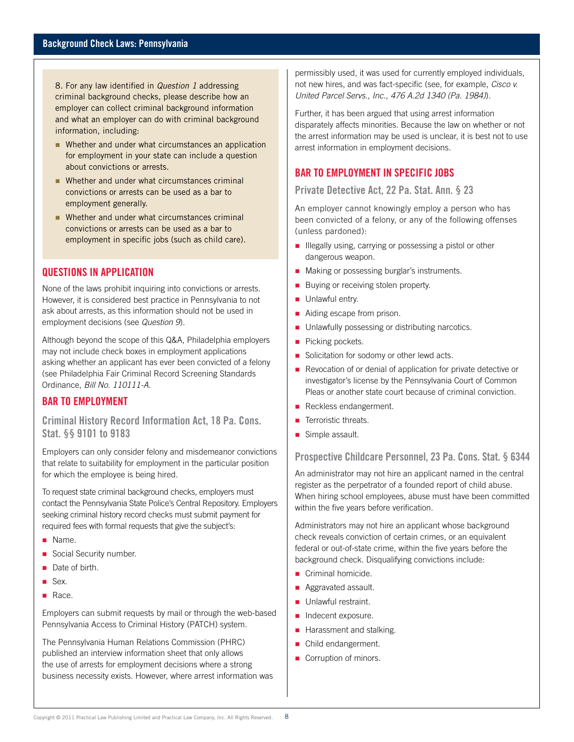8. For any law identified in *Question 1* addressing criminal background checks, please describe how an employer can collect criminal background information and what an employer can do with criminal background information, including:

- Whether and under what circumstances an application for employment in your state can include a question about convictions or arrests.
- Whether and under what circumstances criminal convictions or arrests can be used as a bar to employment generally.
- Whether and under what circumstances criminal convictions or arrests can be used as a bar to employment in specific jobs (such as child care).

## QUESTIONS IN APPLICATION

None of the laws prohibit inquiring into convictions or arrests. However, it is considered best practice in Pennsylvania to not ask about arrests, as this information should not be used in employment decisions (see *Question 9*).

Although beyond the scope of this Q&A, Philadelphia employers may not include check boxes in employment applications asking whether an applicant has ever been convicted of a felony (see Philadelphia Fair Criminal Record Screening Standards Ordinance, *Bill No. 110111-A*.

## BAR TO EMPLOYMENT

### Criminal History Record Information Act, 18 Pa. Cons. Stat. §§ 9101 to 9183

Employers can only consider felony and misdemeanor convictions that relate to suitability for employment in the particular position for which the employee is being hired.

To request state criminal background checks, employers must contact the Pennsylvania State Police's Central Repository. Employers seeking criminal history record checks must submit payment for required fees with formal requests that give the subject's:

- Name.
- Social Security number.
- Date of birth.
- Sex.
- Race.

Employers can submit requests by mail or through the web-based Pennsylvania Access to Criminal History (PATCH) system.

The Pennsylvania Human Relations Commission (PHRC) published an interview information sheet that only allows the use of arrests for employment decisions where a strong business necessity exists. However, where arrest information was permissibly used, it was used for currently employed individuals, not new hires, and was fact-specific (see, for example, *Cisco v. United Parcel Servs., Inc., 476 A.2d 1340 (Pa. 1984)*).

Further, it has been argued that using arrest information disparately affects minorities. Because the law on whether or not the arrest information may be used is unclear, it is best not to use arrest information in employment decisions.

## BAR TO EMPLOYMENT IN SPECIFIC JOBS

### Private Detective Act, 22 Pa. Stat. Ann. § 23

An employer cannot knowingly employ a person who has been convicted of a felony, or any of the following offenses (unless pardoned):

- Illegally using, carrying or possessing a pistol or other dangerous weapon.
- Making or possessing burglar's instruments.
- Buying or receiving stolen property.
- Unlawful entry.
- Aiding escape from prison.
- Unlawfully possessing or distributing narcotics.
- Picking pockets.
- Solicitation for sodomy or other lewd acts.
- Revocation of or denial of application for private detective or investigator's license by the Pennsylvania Court of Common Pleas or another state court because of criminal conviction.
- Reckless endangerment.
- Terroristic threats.
- Simple assault.

### Prospective Childcare Personnel, 23 Pa. Cons. Stat. § 6344

An administrator may not hire an applicant named in the central register as the perpetrator of a founded report of child abuse. When hiring school employees, abuse must have been committed within the five years before verification.

Administrators may not hire an applicant whose background check reveals conviction of certain crimes, or an equivalent federal or out-of-state crime, within the five years before the background check. Disqualifying convictions include:

- Criminal homicide.
- Aggravated assault.
- Unlawful restraint.
- Indecent exposure.
- Harassment and stalking.
- Child endangerment.
- Corruption of minors.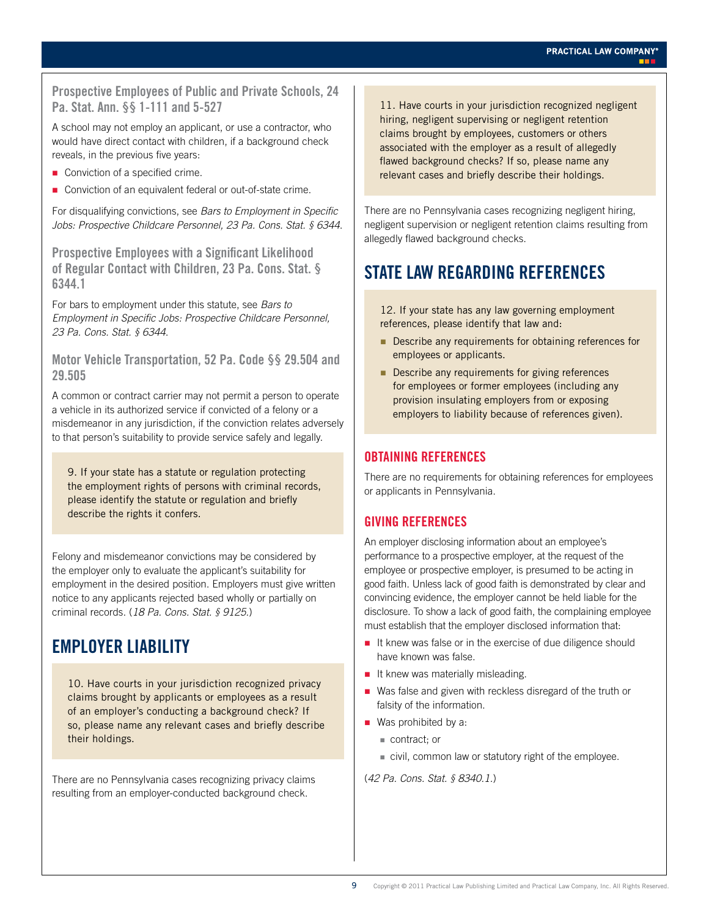### Prospective Employees of Public and Private Schools, 24 Pa. Stat. Ann. §§ 1-111 and 5-527

A school may not employ an applicant, or use a contractor, who would have direct contact with children, if a background check reveals, in the previous five years:

- Conviction of a specified crime.
- Conviction of an equivalent federal or out-of-state crime.

For disqualifying convictions, see *Bars to Employment in Specific Jobs: Prospective Childcare Personnel, 23 Pa. Cons. Stat. § 6344*.

### Prospective Employees with a Significant Likelihood of Regular Contact with Children, 23 Pa. Cons. Stat. § 6344.1

For bars to employment under this statute, see *Bars to Employment in Specific Jobs: Prospective Childcare Personnel, 23 Pa. Cons. Stat. § 6344*.

### Motor Vehicle Transportation, 52 Pa. Code §§ 29.504 and 29.505

A common or contract carrier may not permit a person to operate a vehicle in its authorized service if convicted of a felony or a misdemeanor in any jurisdiction, if the conviction relates adversely to that person's suitability to provide service safely and legally.

> 9. If your state has a statute or regulation protecting the employment rights of persons with criminal records, please identify the statute or regulation and briefly describe the rights it confers.

Felony and misdemeanor convictions may be considered by the employer only to evaluate the applicant's suitability for employment in the desired position. Employers must give written notice to any applicants rejected based wholly or partially on criminal records. (*18 Pa. Cons. Stat. § 9125*.)

## EMPLOYER LIABILITY

> 10. Have courts in your jurisdiction recognized privacy claims brought by applicants or employees as a result of an employer's conducting a background check? If so, please name any relevant cases and briefly describe their holdings.

There are no Pennsylvania cases recognizing privacy claims resulting from an employer-conducted background check.

> 11. Have courts in your jurisdiction recognized negligent hiring, negligent supervising or negligent retention claims brought by employees, customers or others associated with the employer as a result of allegedly flawed background checks? If so, please name any relevant cases and briefly describe their holdings.

There are no Pennsylvania cases recognizing negligent hiring, negligent supervision or negligent retention claims resulting from allegedly flawed background checks.

## STATE LAW REGARDING REFERENCES

> 12. If your state has any law governing employment references, please identify that law and:
>
> - Describe any requirements for obtaining references for employees or applicants.
> - Describe any requirements for giving references for employees or former employees (including any provision insulating employers from or exposing employers to liability because of references given).

### OBTAINING REFERENCES

There are no requirements for obtaining references for employees or applicants in Pennsylvania.

### GIVING REFERENCES

An employer disclosing information about an employee's performance to a prospective employer, at the request of the employee or prospective employer, is presumed to be acting in good faith. Unless lack of good faith is demonstrated by clear and convincing evidence, the employer cannot be held liable for the disclosure. To show a lack of good faith, the complaining employee must establish that the employer disclosed information that:

- It knew was false or in the exercise of due diligence should have known was false.
- It knew was materially misleading.
- Was false and given with reckless disregard of the truth or falsity of the information.
- Was prohibited by a:
  - contract; or
  - civil, common law or statutory right of the employee.

(*42 Pa. Cons. Stat. § 8340.1*.)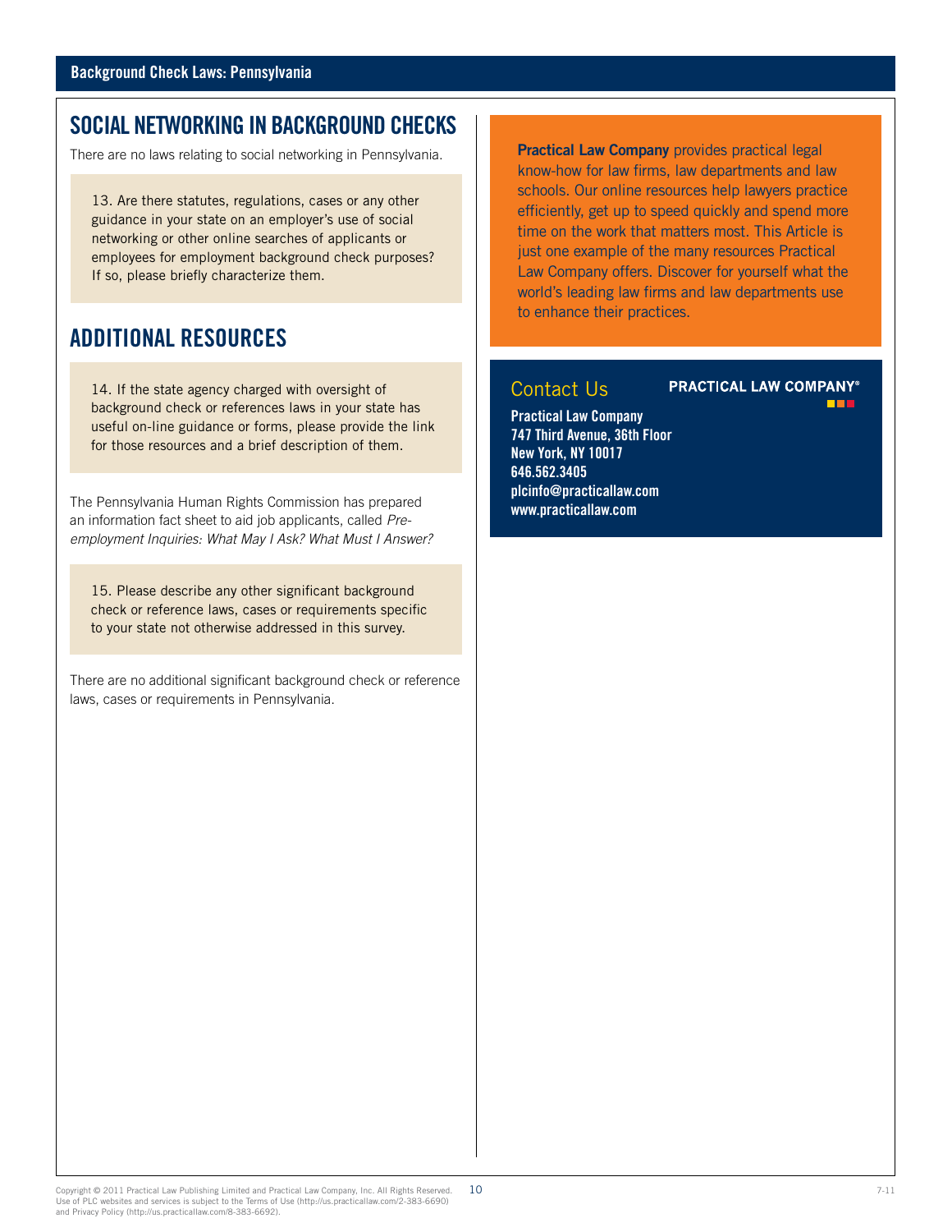## SOCIAL NETWORKING IN BACKGROUND CHECKS

There are no laws relating to social networking in Pennsylvania.

13. Are there statutes, regulations, cases or any other guidance in your state on an employer's use of social networking or other online searches of applicants or employees for employment background check purposes? If so, please briefly characterize them.

## ADDITIONAL RESOURCES

14. If the state agency charged with oversight of background check or references laws in your state has useful on-line guidance or forms, please provide the link for those resources and a brief description of them.

The Pennsylvania Human Rights Commission has prepared an information fact sheet to aid job applicants, called *Pre-employment Inquiries: What May I Ask? What Must I Answer?*

15. Please describe any other significant background check or reference laws, cases or requirements specific to your state not otherwise addressed in this survey.

There are no additional significant background check or reference laws, cases or requirements in Pennsylvania.

**Practical Law Company** provides practical legal know-how for law firms, law departments and law schools. Our online resources help lawyers practice efficiently, get up to speed quickly and spend more time on the work that matters most. This Article is just one example of the many resources Practical Law Company offers. Discover for yourself what the world's leading law firms and law departments use to enhance their practices.

### Contact Us

PRACTICAL LAW COMPANY®

**Practical Law Company**
**747 Third Avenue, 36th Floor**
**New York, NY 10017**
**646.562.3405**
**plcinfo@practicallaw.com**
**www.practicallaw.com**

Copyright © 2011 Practical Law Publishing Limited and Practical Law Company, Inc. All Rights Reserved.
Use of PLC websites and services is subject to the Terms of Use (http://us.practicallaw.com/2-383-6690) and Privacy Policy (http://us.practicallaw.com/8-383-6692).